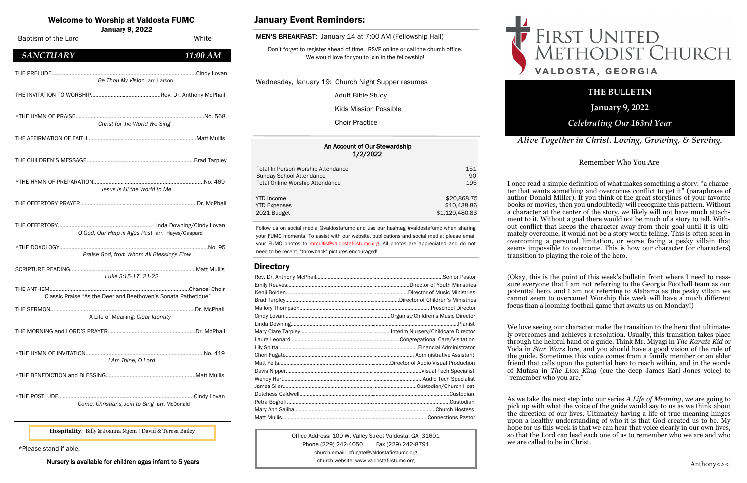# Welcome to Worship at Valdosta FUMC

**January 9, 2022**

Baptism of the Lord — White

## *SANCTUARY* — *11:00 AM*

THE PRELUDE.....Cindy Lovan
*Be Thou My Vision* arr. Larson

THE INVITATION TO WORSHIP.....Rev. Dr. Anthony McPhail

*THE HYMN OF PRAISE.....No. 568
*Christ for the World We Sing*

THE AFFIRMATION OF FAITH.....Matt Mullis

THE CHILDREN'S MESSAGE.....Brad Tarpley

*THE HYMN OF PREPARATION.....No. 469
*Jesus Is All the World to Me*

THE OFFERTORY PRAYER.....Dr. McPhail

THE OFFERTORY..... Linda Downing/Cindy Lovan
*O God, Our Help in Ages Past* arr. Hayes/Gaspard

*THE DOXOLOGY.....No. 95
*Praise God, from Whom All Blessings Flow*

SCRIPTURE READING.....Matt Mullis
*Luke 3:15-17, 21-22*

THE ANTHEM.....Chancel Choir
Classic Praise "As the Deer and Beethoven's Sonata Pathetique"

THE SERMON... .....Dr. McPhail
A Life of Meaning: *Clear Identity*

THE MORNING and LORD'S PRAYER.....Dr. McPhail

*THE HYMN OF INVITATION.....No. 419
*I Am Thine, O Lord*

*THE BENEDICTION and BLESSING.....Matt Mullis

*THE POSTLUDE.....Cindy Lovan
*Come, Christians, Join to Sing* arr. McDonald

**Hospitality**: Billy & Joanna Nijem | David & Teresa Bailey

*Please stand if able.

Nursery is available for children ages infant to 5 years

## January Event Reminders:

MEN'S BREAKFAST: January 14 at 7:00 AM (Fellowship Hall)

Don't forget to register ahead of time. RSVP online or call the church office. We would love for you to join in the fellowship!

Wednesday, January 19: Church Night Supper resumes
Adult Bible Study
Kids Mission Possible
Choir Practice

### An Account of Our Stewardship
### 1/2/2022

| | |
|---|---|
| Total In Person Worship Attendance | 151 |
| Sunday School Attendance | 90 |
| Total Online Worship Attendance | 195 |
| YTD Income | $20,868.75 |
| YTD Expenses | $10,438.86 |
| 2021 Budget | $1,120,480.83 |

Follow us on social media @valdostafumc and use our hashtag #valdostafumc when sharing your FUMC moments! To assist with our website, publications and social media; please email your FUMC photos to mmullis@valdostafirstumc.org. All photos are appreciated and do not need to be recent, "throwback" pictures encouraged!

## Directory

| | |
|---|---|
| Rev. Dr. Anthony McPhail | Senior Pastor |
| Emily Reaves | Director of Youth Ministries |
| Kenji Bolden | Director of Music Ministries |
| Brad Tarpley | Director of Children's Ministries |
| Mallory Thompson | Preschool Director |
| Cindy Lovan | Organist/Children's Music Director |
| Linda Downing | Pianist |
| Mary Clare Tarpley | Interim Nursery/Childcare Director |
| Laura Leonard | Congregational Care/Visitation |
| Lily Spittal | Financial Administrator |
| Cheri Fugate | Administrative Assistant |
| Matt Felts | Director of Audio Visual Production |
| Davis Nipper | Visual Tech Specialist |
| Wendy Hart | Audio Tech Specialist |
| James Siler | Custodian/Church Host |
| Dutchess Caldwell | Custodian |
| Petra Bogroff | Custodian |
| Mary Ann Saliba | Church Hostess |
| Matt Mullis | Connections Pastor |

Office Address: 109 W. Valley Street Valdosta, GA 31601
Phone (229) 242-4050 Fax (229) 242-8791
church email: cfugate@valdostafirstumc.org
church website: www.valdostafirstumc.org

# First United Methodist Church
## Valdosta, Georgia

## THE BULLETIN

**January 9, 2022**

***Celebrating Our 163rd Year***

*Alive Together in Christ. Loving, Growing, & Serving.*

### Remember Who You Are

I once read a simple definition of what makes something a story: "a character that wants something and overcomes conflict to get it" (paraphrase of author Donald Miller). If you think of the great storylines of your favorite books or movies, then you undoubtedly will recognize this pattern. Without a character at the center of the story, we likely will not have much attachment to it. Without a goal there would not be much of a story to tell. Without conflict that keeps the character away from their goal until it is ultimately overcome, it would not be a story worth telling. This is often seen in overcoming a personal limitation, or worse facing a pesky villain that seems impossible to overcome. This is how our character (or characters) transition to playing the role of the hero.

(Okay, this is the point of this week's bulletin front where I need to reassure everyone that I am not referring to the Georgia Football team as our potential hero, and I am not referring to Alabama as the pesky villain we cannot seem to overcome! Worship this week will have a much different focus than a looming football game that awaits us on Monday!)

We love seeing our character make the transition to the hero that ultimately overcomes and achieves a resolution. Usually, this transition takes place through the helpful hand of a guide. Think Mr. Miyagi in *The Karate Kid* or Yoda in *Star Wars* lore, and you should have a good vision of the role of the guide. Sometimes this voice comes from a family member or an elder friend that calls upon the potential hero to reach within, and in the words of Mufasa in *The Lion King* (cue the deep James Earl Jones voice) to "remember who you are."

As we take the next step into our series *A Life of Meaning*, we are going to pick up with what the voice of the guide would say to us as we think about the direction of our lives. Ultimately having a life of true meaning hinges upon a healthy understanding of who it is that God created us to be. My hope for us this week is that we can hear that voice clearly in our own lives, so that the Lord can lead each one of us to remember who we are and who we are called to be in Christ.

Anthony<><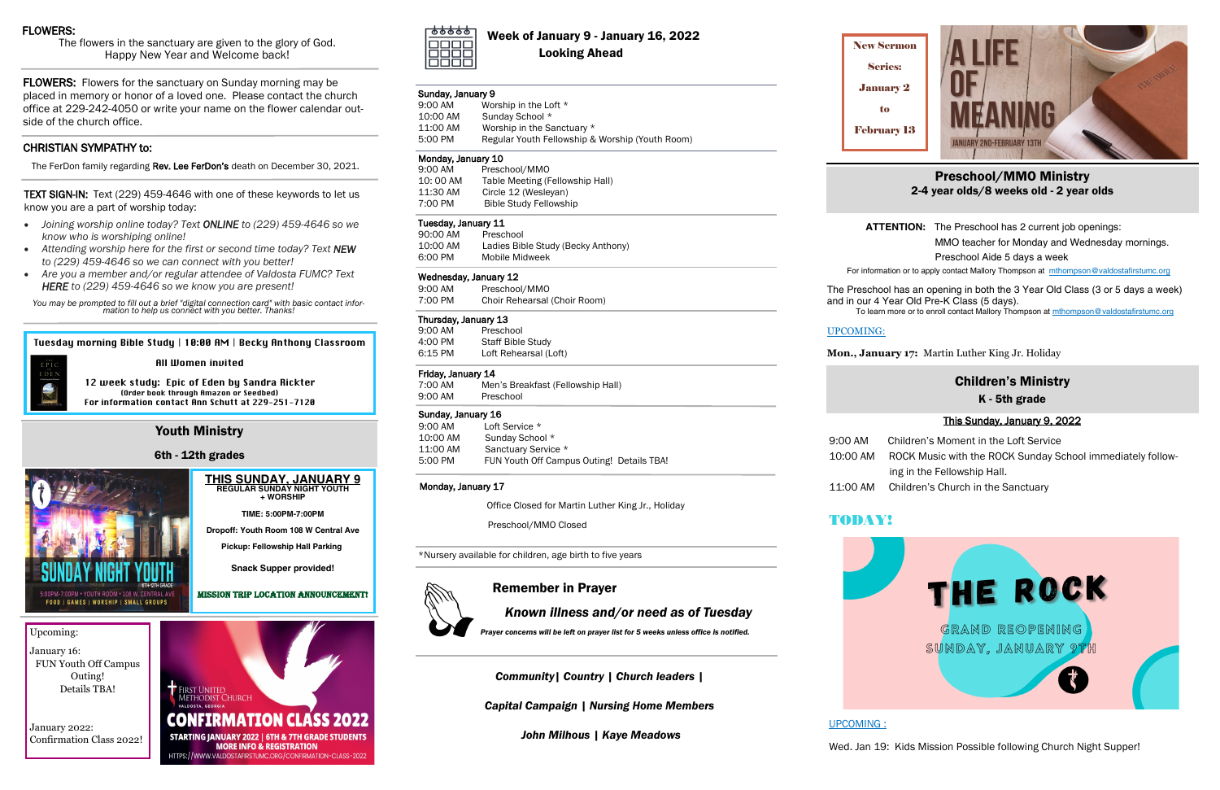**FLOWERS:**

The flowers in the sanctuary are given to the glory of God.
Happy New Year and Welcome back!

**FLOWERS:** Flowers for the sanctuary on Sunday morning may be placed in memory or honor of a loved one. Please contact the church office at 229-242-4050 or write your name on the flower calendar outside of the church office.

**CHRISTIAN SYMPATHY to:**

The FerDon family regarding **Rev. Lee FerDon's** death on December 30, 2021.

**TEXT SIGN-IN:** Text (229) 459-4646 with one of these keywords to let us know you are a part of worship today:

- *Joining worship online today? Text **ONLINE** to (229) 459-4646 so we know who is worshiping online!*
- *Attending worship here for the first or second time today? Text **NEW** to (229) 459-4646 so we can connect with you better!*
- *Are you a member and/or regular attendee of Valdosta FUMC? Text **HERE** to (229) 459-4646 so we know you are present!*

*You may be prompted to fill out a brief "digital connection card" with basic contact information to help us connect with you better. Thanks!*

**Tuesday morning Bible Study | 10:00 AM | Becky Anthony Classroom**

All Women invited

12 week study: Epic of Eden by Sandra Richter
(Order book through Amazon or Seedbed)
For information contact Ann Schutt at 229-251-7120

## Youth Ministry

### 6th - 12th grades

SUNDAY NIGHT YOUTH
5:00PM-7:00PM • YOUTH ROOM • 108 W. CENTRAL AVE
FOOD | GAMES | WORSHIP | SMALL GROUPS

**THIS SUNDAY, JANUARY 9**
**REGULAR SUNDAY NIGHT YOUTH + WORSHIP**

**TIME: 5:00PM-7:00PM**

**Dropoff: Youth Room 108 W Central Ave**

**Pickup: Fellowship Hall Parking**

**Snack Supper provided!**

**MISSION TRIP LOCATION ANNOUNCEMENT!**

Upcoming:

January 16:
FUN Youth Off Campus Outing!
Details TBA!

January 2022:
Confirmation Class 2022!

FIRST UNITED METHODIST CHURCH VALDOSTA, GEORGIA
**CONFIRMATION CLASS 2022**
STARTING JANUARY 2022 | 6TH & 7TH GRADE STUDENTS
MORE INFO & REGISTRATION
HTTPS://WWW.VALDOSTAFIRSTUMC.ORG/CONFIRMATION-CLASS-2022

## Week of January 9 - January 16, 2022
### Looking Ahead

**Sunday, January 9**

| | |
|---|---|
| 9:00 AM | Worship in the Loft * |
| 10:00 AM | Sunday School * |
| 11:00 AM | Worship in the Sanctuary * |
| 5:00 PM | Regular Youth Fellowship & Worship (Youth Room) |

**Monday, January 10**

| | |
|---|---|
| 9:00 AM | Preschool/MMO |
| 10: 00 AM | Table Meeting (Fellowship Hall) |
| 11:30 AM | Circle 12 (Wesleyan) |
| 7:00 PM | Bible Study Fellowship |

**Tuesday, January 11**

| | |
|---|---|
| 90:00 AM | Preschool |
| 10:00 AM | Ladies Bible Study (Becky Anthony) |
| 6:00 PM | Mobile Midweek |

**Wednesday, January 12**

| | |
|---|---|
| 9:00 AM | Preschool/MMO |
| 7:00 PM | Choir Rehearsal (Choir Room) |

**Thursday, January 13**

| | |
|---|---|
| 9:00 AM | Preschool |
| 4:00 PM | Staff Bible Study |
| 6:15 PM | Loft Rehearsal (Loft) |

**Friday, January 14**

| | |
|---|---|
| 7:00 AM | Men's Breakfast (Fellowship Hall) |
| 9:00 AM | Preschool |

**Sunday, January 16**

| | |
|---|---|
| 9:00 AM | Loft Service * |
| 10:00 AM | Sunday School * |
| 11:00 AM | Sanctuary Service * |
| 5:00 PM | FUN Youth Off Campus Outing! Details TBA! |

**Monday, January 17**

Office Closed for Martin Luther King Jr., Holiday

Preschool/MMO Closed

*Nursery available for children, age birth to five years

### Remember in Prayer

***Known illness and/or need as of Tuesday***

*Prayer concerns will be left on prayer list for 5 weeks unless office is notified.*

***Community| Country | Church leaders |***

***Capital Campaign | Nursing Home Members***

***John Milhous | Kaye Meadows***

**New Sermon Series: January 2 to February 13**

A LIFE OF MEANING
JANUARY 2ND-FEBRUARY 13TH

## Preschool/MMO Ministry
### 2-4 year olds/8 weeks old - 2 year olds

**ATTENTION:** The Preschool has 2 current job openings:
MMO teacher for Monday and Wednesday mornings.
Preschool Aide 5 days a week

For information or to apply contact Mallory Thompson at mthompson@valdostafirstumc.org

The Preschool has an opening in both the 3 Year Old Class (3 or 5 days a week) and in our 4 Year Old Pre-K Class (5 days).
To learn more or to enroll contact Mallory Thompson at mthompson@valdostafirstumc.org

UPCOMING:

**Mon., January 17:** Martin Luther King Jr. Holiday

## Children's Ministry
### K - 5th grade

**This Sunday, January 9, 2022**

| | |
|---|---|
| 9:00 AM | Children's Moment in the Loft Service |
| 10:00 AM | ROCK Music with the ROCK Sunday School immediately following in the Fellowship Hall. |
| 11:00 AM | Children's Church in the Sanctuary |

**TODAY!**

THE ROCK
GRAND REOPENING
SUNDAY, JANUARY 9TH

UPCOMING :

Wed. Jan 19: Kids Mission Possible following Church Night Supper!